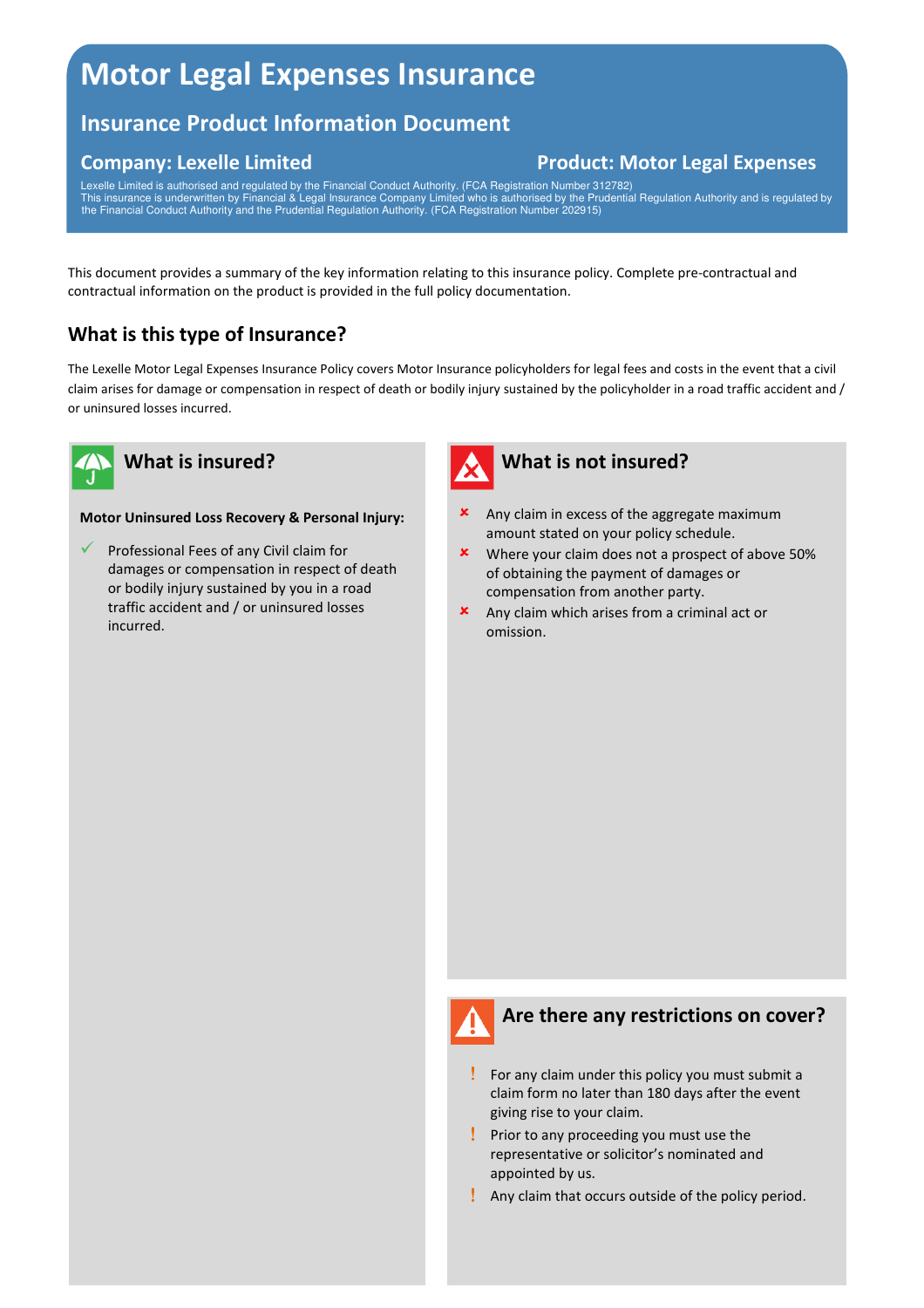# Motor Legal Expenses Insurance

## Insurance Product Information Document

### Company: Lexelle Limited

### Product: Motor Legal Expenses

Lexelle Limited is authorised and regulated by the Financial Conduct Authority. (FCA Registration Number 312782)
This insurance is underwritten by Financial & Legal Insurance Company Limited who is authorised by the Prudential Regulation Authority and is regulated by the Financial Conduct Authority and the Prudential Regulation Authority. (FCA Registration Number 202915)

This document provides a summary of the key information relating to this insurance policy. Complete pre-contractual and contractual information on the product is provided in the full policy documentation.

## What is this type of Insurance?

The Lexelle Motor Legal Expenses Insurance Policy covers Motor Insurance policyholders for legal fees and costs in the event that a civil claim arises for damage or compensation in respect of death or bodily injury sustained by the policyholder in a road traffic accident and / or uninsured losses incurred.

## What is insured?

**Motor Uninsured Loss Recovery & Personal Injury:**

- ✓ Professional Fees of any Civil claim for damages or compensation in respect of death or bodily injury sustained by you in a road traffic accident and / or uninsured losses incurred.

## What is not insured?

- ✗ Any claim in excess of the aggregate maximum amount stated on your policy schedule.
- ✗ Where your claim does not a prospect of above 50% of obtaining the payment of damages or compensation from another party.
- ✗ Any claim which arises from a criminal act or omission.

## Are there any restrictions on cover?

- ! For any claim under this policy you must submit a claim form no later than 180 days after the event giving rise to your claim.
- ! Prior to any proceeding you must use the representative or solicitor's nominated and appointed by us.
- ! Any claim that occurs outside of the policy period.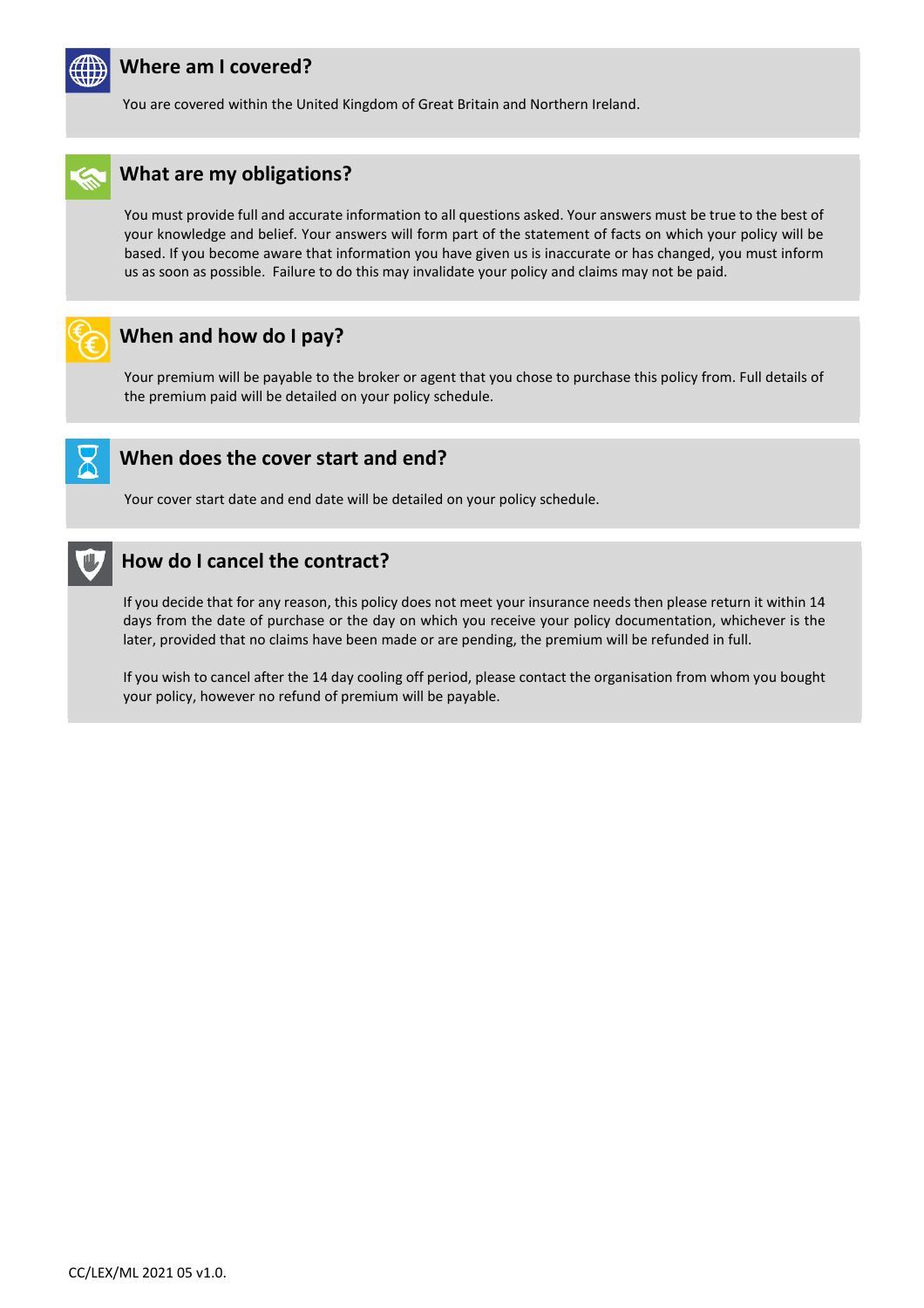## Where am I covered?

You are covered within the United Kingdom of Great Britain and Northern Ireland.

## What are my obligations?

You must provide full and accurate information to all questions asked. Your answers must be true to the best of your knowledge and belief. Your answers will form part of the statement of facts on which your policy will be based. If you become aware that information you have given us is inaccurate or has changed, you must inform us as soon as possible. Failure to do this may invalidate your policy and claims may not be paid.

## When and how do I pay?

Your premium will be payable to the broker or agent that you chose to purchase this policy from. Full details of the premium paid will be detailed on your policy schedule.

## When does the cover start and end?

Your cover start date and end date will be detailed on your policy schedule.

## How do I cancel the contract?

If you decide that for any reason, this policy does not meet your insurance needs then please return it within 14 days from the date of purchase or the day on which you receive your policy documentation, whichever is the later, provided that no claims have been made or are pending, the premium will be refunded in full.

If you wish to cancel after the 14 day cooling off period, please contact the organisation from whom you bought your policy, however no refund of premium will be payable.

CC/LEX/ML 2021 05 v1.0.